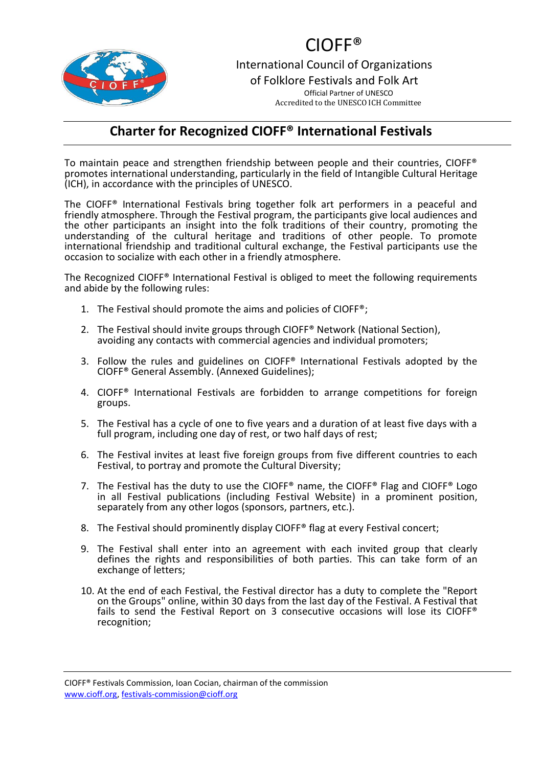# CIOFF®

International Council of Organizations
of Folklore Festivals and Folk Art

Official Partner of UNESCO
Accredited to the UNESCO ICH Committee

## Charter for Recognized CIOFF® International Festivals

To maintain peace and strengthen friendship between people and their countries, CIOFF® promotes international understanding, particularly in the field of Intangible Cultural Heritage (ICH), in accordance with the principles of UNESCO.

The CIOFF® International Festivals bring together folk art performers in a peaceful and friendly atmosphere. Through the Festival program, the participants give local audiences and the other participants an insight into the folk traditions of their country, promoting the understanding of the cultural heritage and traditions of other people. To promote international friendship and traditional cultural exchange, the Festival participants use the occasion to socialize with each other in a friendly atmosphere.

The Recognized CIOFF® International Festival is obliged to meet the following requirements and abide by the following rules:

1. The Festival should promote the aims and policies of CIOFF®;
2. The Festival should invite groups through CIOFF® Network (National Section), avoiding any contacts with commercial agencies and individual promoters;
3. Follow the rules and guidelines on CIOFF® International Festivals adopted by the CIOFF® General Assembly. (Annexed Guidelines);
4. CIOFF® International Festivals are forbidden to arrange competitions for foreign groups.
5. The Festival has a cycle of one to five years and a duration of at least five days with a full program, including one day of rest, or two half days of rest;
6. The Festival invites at least five foreign groups from five different countries to each Festival, to portray and promote the Cultural Diversity;
7. The Festival has the duty to use the CIOFF® name, the CIOFF® Flag and CIOFF® Logo in all Festival publications (including Festival Website) in a prominent position, separately from any other logos (sponsors, partners, etc.).
8. The Festival should prominently display CIOFF® flag at every Festival concert;
9. The Festival shall enter into an agreement with each invited group that clearly defines the rights and responsibilities of both parties. This can take form of an exchange of letters;
10. At the end of each Festival, the Festival director has a duty to complete the "Report on the Groups" online, within 30 days from the last day of the Festival. A Festival that fails to send the Festival Report on 3 consecutive occasions will lose its CIOFF® recognition;

CIOFF® Festivals Commission, Ioan Cocian, chairman of the commission
www.cioff.org, festivals-commission@cioff.org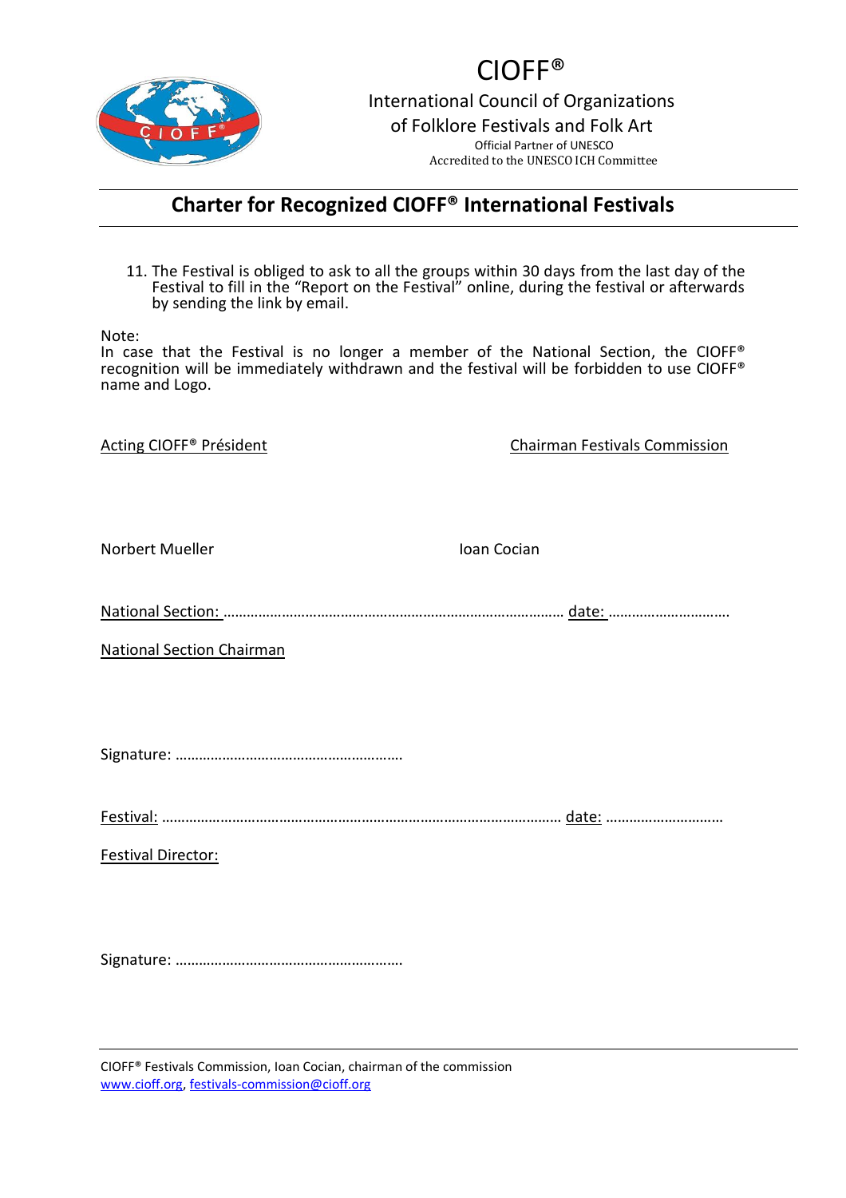# Charter for Recognized CIOFF® International Festivals

11. The Festival is obliged to ask to all the groups within 30 days from the last day of the Festival to fill in the "Report on the Festival" online, during the festival or afterwards by sending the link by email.

Note:
In case that the Festival is no longer a member of the National Section, the CIOFF® recognition will be immediately withdrawn and the festival will be forbidden to use CIOFF® name and Logo.

Acting CIOFF® Président — Chairman Festivals Commission

Norbert Mueller — Ioan Cocian

National Section: ………………………………………………………………………… date: ………………………….

National Section Chairman

Signature: ………………………………………………….

Festival: ……………………………………………………………………………………….. date: …………………………

Festival Director:

Signature: ………………………………………………….

CIOFF® Festivals Commission, Ioan Cocian, chairman of the commission
www.cioff.org, festivals-commission@cioff.org